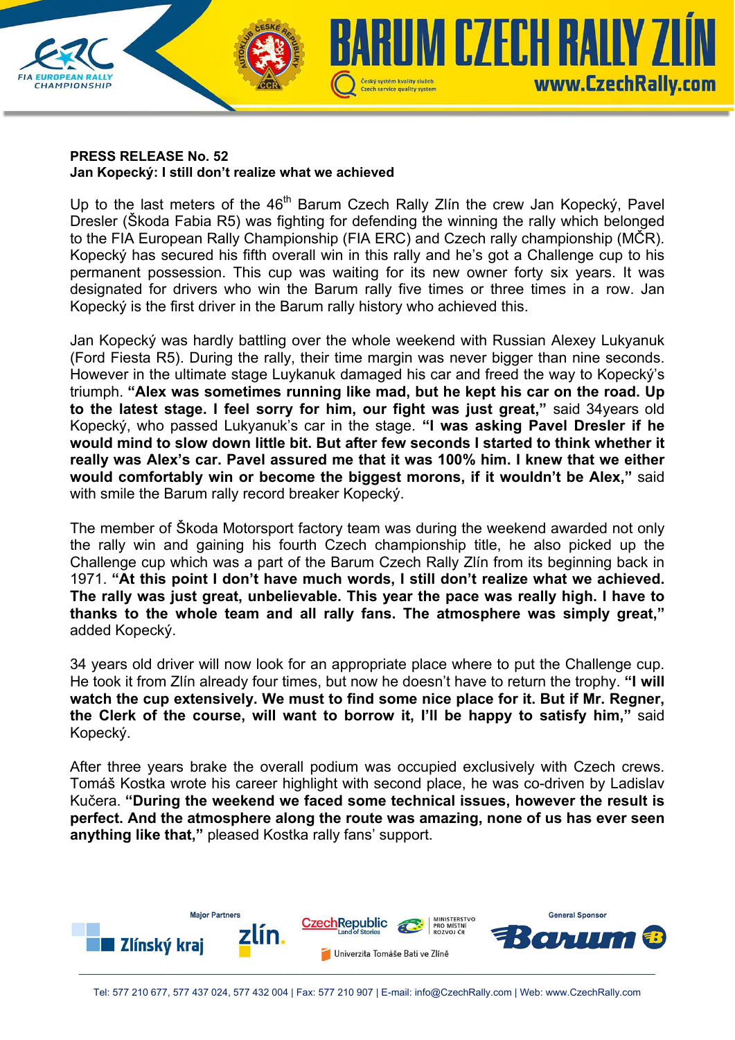**PRESS RELEASE No. 52**
**Jan Kopecký: I still don't realize what we achieved**

Up to the last meters of the 46th Barum Czech Rally Zlín the crew Jan Kopecký, Pavel Dresler (Škoda Fabia R5) was fighting for defending the winning the rally which belonged to the FIA European Rally Championship (FIA ERC) and Czech rally championship (MČR). Kopecký has secured his fifth overall win in this rally and he's got a Challenge cup to his permanent possession. This cup was waiting for its new owner forty six years. It was designated for drivers who win the Barum rally five times or three times in a row. Jan Kopecký is the first driver in the Barum rally history who achieved this.

Jan Kopecký was hardly battling over the whole weekend with Russian Alexey Lukyanuk (Ford Fiesta R5). During the rally, their time margin was never bigger than nine seconds. However in the ultimate stage Luykanuk damaged his car and freed the way to Kopecký's triumph. **"Alex was sometimes running like mad, but he kept his car on the road. Up to the latest stage. I feel sorry for him, our fight was just great,"** said 34years old Kopecký, who passed Lukyanuk's car in the stage. **"I was asking Pavel Dresler if he would mind to slow down little bit. But after few seconds I started to think whether it really was Alex's car. Pavel assured me that it was 100% him. I knew that we either would comfortably win or become the biggest morons, if it wouldn't be Alex,"** said with smile the Barum rally record breaker Kopecký.

The member of Škoda Motorsport factory team was during the weekend awarded not only the rally win and gaining his fourth Czech championship title, he also picked up the Challenge cup which was a part of the Barum Czech Rally Zlín from its beginning back in 1971. **"At this point I don't have much words, I still don't realize what we achieved. The rally was just great, unbelievable. This year the pace was really high. I have to thanks to the whole team and all rally fans. The atmosphere was simply great,"** added Kopecký.

34 years old driver will now look for an appropriate place where to put the Challenge cup. He took it from Zlín already four times, but now he doesn't have to return the trophy. **"I will watch the cup extensively. We must to find some nice place for it. But if Mr. Regner, the Clerk of the course, will want to borrow it, I'll be happy to satisfy him,"** said Kopecký.

After three years brake the overall podium was occupied exclusively with Czech crews. Tomáš Kostka wrote his career highlight with second place, he was co-driven by Ladislav Kučera. **"During the weekend we faced some technical issues, however the result is perfect. And the atmosphere along the route was amazing, none of us has ever seen anything like that,"** pleased Kostka rally fans' support.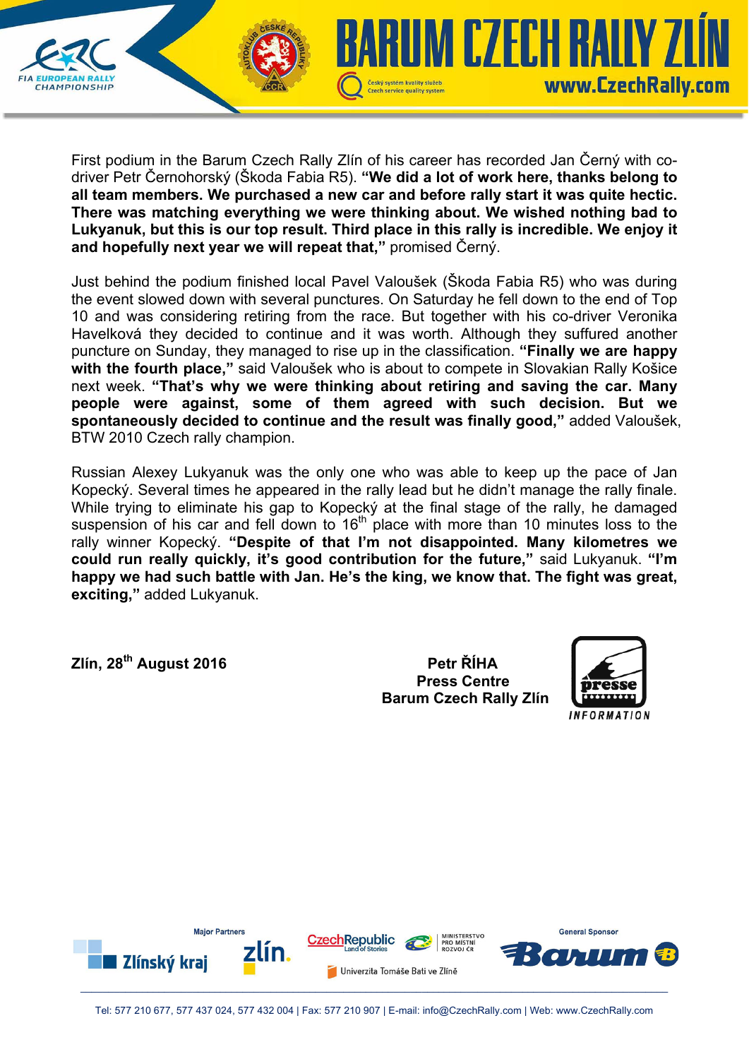First podium in the Barum Czech Rally Zlín of his career has recorded Jan Černý with co-driver Petr Černohorský (Škoda Fabia R5). **“We did a lot of work here, thanks belong to all team members. We purchased a new car and before rally start it was quite hectic. There was matching everything we were thinking about. We wished nothing bad to Lukyanuk, but this is our top result. Third place in this rally is incredible. We enjoy it and hopefully next year we will repeat that,”** promised Černý.

Just behind the podium finished local Pavel Valoušek (Škoda Fabia R5) who was during the event slowed down with several punctures. On Saturday he fell down to the end of Top 10 and was considering retiring from the race. But together with his co-driver Veronika Havelková they decided to continue and it was worth. Although they suffered another puncture on Sunday, they managed to rise up in the classification. **“Finally we are happy with the fourth place,”** said Valoušek who is about to compete in Slovakian Rally Košice next week. **“That’s why we were thinking about retiring and saving the car. Many people were against, some of them agreed with such decision. But we spontaneously decided to continue and the result was finally good,”** added Valoušek, BTW 2010 Czech rally champion.

Russian Alexey Lukyanuk was the only one who was able to keep up the pace of Jan Kopecký. Several times he appeared in the rally lead but he didn’t manage the rally finale. While trying to eliminate his gap to Kopecký at the final stage of the rally, he damaged suspension of his car and fell down to 16th place with more than 10 minutes loss to the rally winner Kopecký. **“Despite of that I’m not disappointed. Many kilometres we could run really quickly, it’s good contribution for the future,”** said Lukyanuk. **“I’m happy we had such battle with Jan. He’s the king, we know that. The fight was great, exciting,”** added Lukyanuk.

**Zlín, 28th August 2016**

**Petr ŘÍHA**
**Press Centre**
**Barum Czech Rally Zlín**

Tel: 577 210 677, 577 437 024, 577 432 004 | Fax: 577 210 907 | E-mail: info@CzechRally.com | Web: www.CzechRally.com